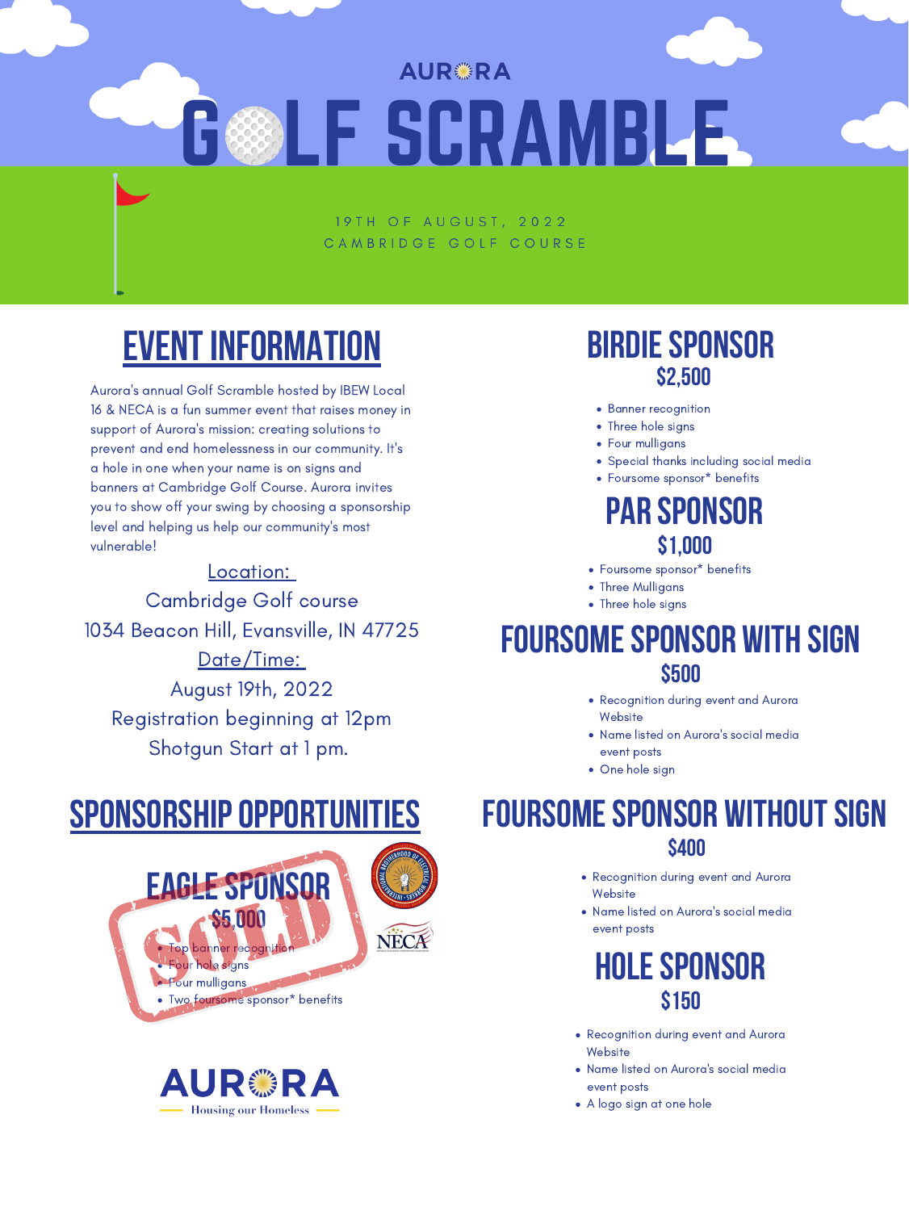AURORA

# GOLF SCRAMBLE

19TH OF AUGUST, 2022
CAMBRIDGE GOLF COURSE

## EVENT INFORMATION

Aurora's annual Golf Scramble hosted by IBEW Local 16 & NECA is a fun summer event that raises money in support of Aurora's mission: creating solutions to prevent and end homelessness in our community. It's a hole in one when your name is on signs and banners at Cambridge Golf Course. Aurora invites you to show off your swing by choosing a sponsorship level and helping us help our community's most vulnerable!

Location:
Cambridge Golf course
1034 Beacon Hill, Evansville, IN 47725

Date/Time:
August 19th, 2022
Registration beginning at 12pm
Shotgun Start at 1 pm.

## SPONSORSHIP OPPORTUNITIES

### EAGLE SPONSOR

SOLD

$5,000

- Top banner recognition
- Four hole signs
- Four mulligans
- Two foursome sponsor* benefits

AURORA
Housing our Homeless

### BIRDIE SPONSOR

$2,500

- Banner recognition
- Three hole signs
- Four mulligans
- Special thanks including social media
- Foursome sponsor* benefits

### PAR SPONSOR

$1,000

- Foursome sponsor* benefits
- Three Mulligans
- Three hole signs

### FOURSOME SPONSOR WITH SIGN

$500

- Recognition during event and Aurora Website
- Name listed on Aurora's social media event posts
- One hole sign

### FOURSOME SPONSOR WITHOUT SIGN

$400

- Recognition during event and Aurora Website
- Name listed on Aurora's social media event posts

### HOLE SPONSOR

$150

- Recognition during event and Aurora Website
- Name listed on Aurora's social media event posts
- A logo sign at one hole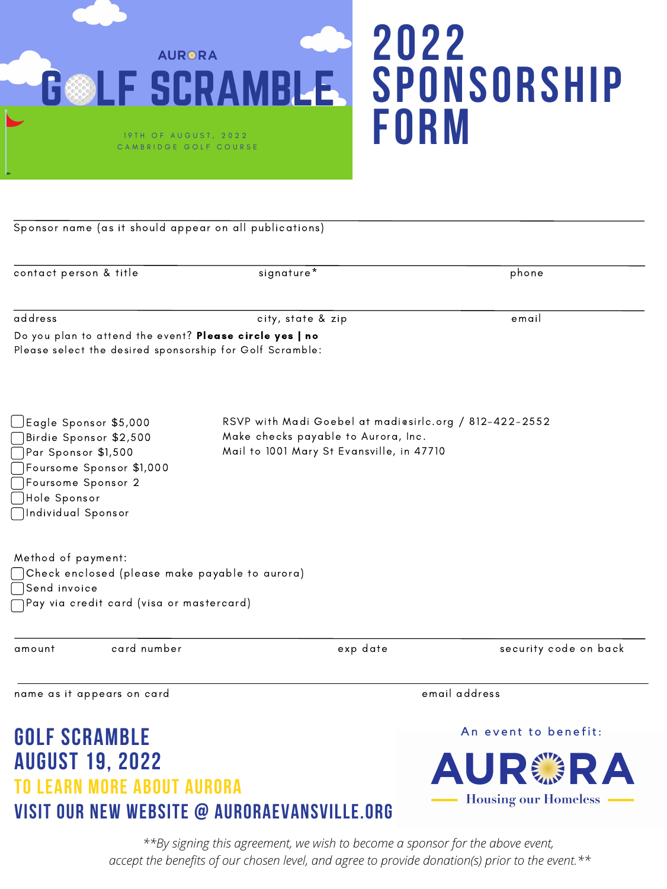AURORA

# GOLF SCRAMBLE

19TH OF AUGUST, 2022
CAMBRIDGE GOLF COURSE

# 2022 SPONSORSHIP FORM

Sponsor name (as it should appear on all publications)

contact person & title | signature* | phone

address | city, state & zip | email

Do you plan to attend the event? **Please circle yes | no**

Please select the desired sponsorship for Golf Scramble:

- ☐ Eagle Sponsor $5,000
- ☐ Birdie Sponsor $2,500
- ☐ Par Sponsor $1,500
- ☐ Foursome Sponsor $1,000
- ☐ Foursome Sponsor 2
- ☐ Hole Sponsor
- ☐ Individual Sponsor

RSVP with Madi Goebel at madi@sirlc.org / 812-422-2552
Make checks payable to Aurora, Inc.
Mail to 1001 Mary St Evansville, in 47710

Method of payment:

- ☐ Check enclosed (please make payable to aurora)
- ☐ Send invoice
- ☐ Pay via credit card (visa or mastercard)

amount | card number | exp date | security code on back

name as it appears on card | email address

## GOLF SCRAMBLE
## AUGUST 19, 2022
## TO LEARN MORE ABOUT AURORA
## VISIT OUR NEW WEBSITE @ AURORAEVANSVILLE.ORG

An event to benefit:

AURORA
Housing our Homeless

*\*\*By signing this agreement, we wish to become a sponsor for the above event, accept the benefits of our chosen level, and agree to provide donation(s) prior to the event.\*\**